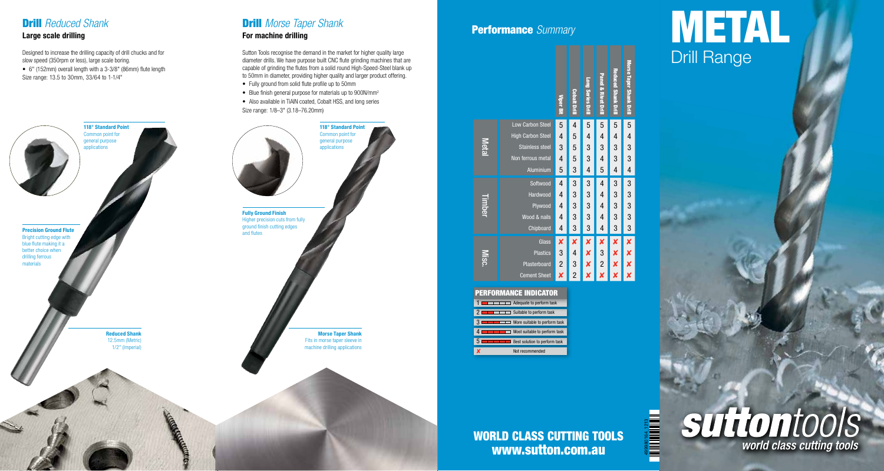## Drill *Reduced Shank*

### Large scale drilling

Designed to increase the drilling capacity of drill chucks and for slow speed (350rpm or less), large scale boring.

- 6" (152mm) overall length with a 3-3/8" (86mm) flute length

Size range: 13.5 to 30mm, 33/64 to 1-1/4"

**118° Standard Point**
Common point for general purpose applications

**Precision Ground Flute**
Bright cutting edge with blue flute making it a better choice when drilling ferrous materials

**Reduced Shank**
12.5mm (Metric)
1/2" (Imperial)

## Drill *Morse Taper Shank*

### For machine drilling

Sutton Tools recognise the demand in the market for higher quality large diameter drills. We have purpose built CNC flute grinding machines that are capable of grinding the flutes from a solid round High-Speed-Steel blank up to 50mm in diameter, providing higher quality and larger product offering.

- Fully ground from solid flute profile up to 50mm
- Blue finish general purpose for materials up to 900N/mm²
- Also available in TiAlN coated, Cobalt HSS, and long series

Size range: 1/8–3" (3.18–76.20mm)

**118° Standard Point**
Common point for general purpose applications

**Fully Ground Finish**
Higher precision cuts from fully ground finish cutting edges and flutes

**Morse Taper Shank**
Fits in morse taper sleeve in machine drilling applications

## Performance *Summary*

| | | Viper Bit | Cobalt Drill | Long Series Drill | Panel & Rivet Drill | Reduced Shank Drill | Morse Taper Shank Drill |
|---|---|---|---|---|---|---|---|
| Metal | Low Carbon Steel | 5 | 4 | 5 | 5 | 5 | 5 |
| | High Carbon Steel | 4 | 5 | 4 | 4 | 4 | 4 |
| | Stainless steel | 3 | 5 | 3 | 3 | 3 | 3 |
| | Non ferrous metal | 4 | 5 | 3 | 4 | 3 | 3 |
| | Aluminium | 5 | 3 | 4 | 5 | 4 | 4 |
| Timber | Softwood | 4 | 3 | 3 | 4 | 3 | 3 |
| | Hardwood | 4 | 3 | 3 | 4 | 3 | 3 |
| | Plywood | 4 | 3 | 3 | 4 | 3 | 3 |
| | Wood & nails | 4 | 3 | 3 | 4 | 3 | 3 |
| | Chipboard | 4 | 3 | 3 | 4 | 3 | 3 |
| Misc. | Glass | ✘ | ✘ | ✘ | ✘ | ✘ | ✘ |
| | Plastics | 3 | 4 | ✘ | 3 | ✘ | ✘ |
| | Plasterboard | 2 | 3 | ✘ | 2 | ✘ | ✘ |
| | Cement Sheet | ✘ | 2 | ✘ | ✘ | ✘ | ✘ |

### PERFORMANCE INDICATOR

| | |
|---|---|
| 1 | Adequate to perform task |
| 2 | Suitable to perform task |
| 3 | More suitable to perform task |
| 4 | Most suitable to perform task |
| 5 | Best solution to perform task |
| ✘ | Not recommended |

## WORLD CLASS CUTTING TOOLS
## www.sutton.com.au

# METAL
## Drill Range

**suttontools**
*world class cutting tools*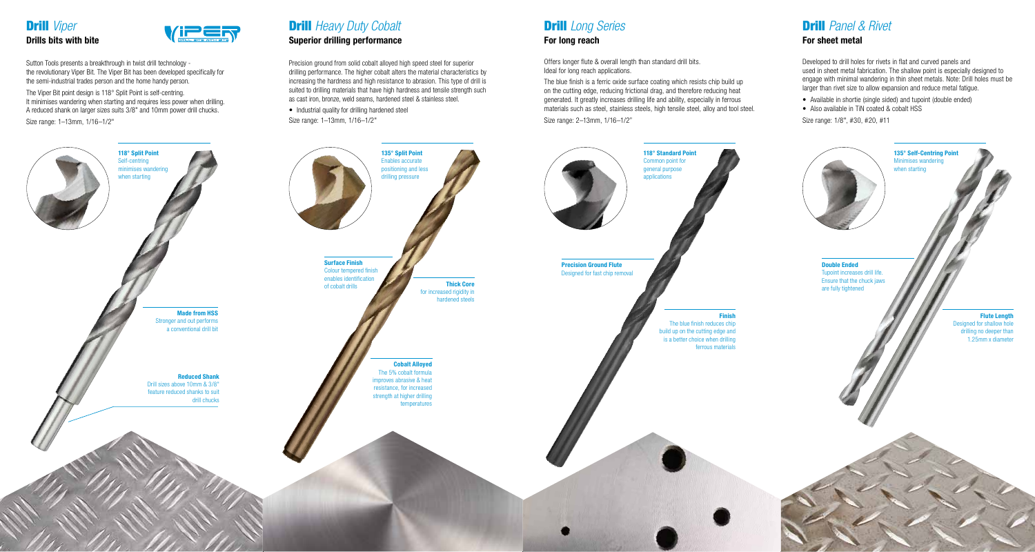## Drill *Viper*

### Drills bits with bite

Sutton Tools presents a breakthrough in twist drill technology - the revolutionary Viper Bit. The Viper Bit has been developed specifically for the semi-industrial trades person and the home handy person.

The Viper Bit point design is 118° Split Point is self-centring. It minimises wandering when starting and requires less power when drilling. A reduced shank on larger sizes suits 3/8" and 10mm power drill chucks.

Size range: 1–13mm, 1/16–1/2"

**118° Split Point**
Self-centring minimises wandering when starting

**Made from HSS**
Stronger and out performs a conventional drill bit

**Reduced Shank**
Drill sizes above 10mm & 3/8" feature reduced shanks to suit drill chucks

## Drill *Heavy Duty Cobalt*

### Superior drilling performance

Precision ground from solid cobalt alloyed high speed steel for superior drilling performance. The higher cobalt alters the material characteristics by increasing the hardness and high resistance to abrasion. This type of drill is suited to drilling materials that have high hardness and tensile strength such as cast iron, bronze, weld seams, hardened steel & stainless steel.

- Industrial quality for drilling hardened steel

Size range: 1–13mm, 1/16–1/2"

**135° Split Point**
Enables accurate positioning and less drilling pressure

**Surface Finish**
Colour tempered finish enables identification of cobalt drills

**Thick Core**
for increased rigidity in hardened steels

**Cobalt Alloyed**
The 5% cobalt formula improves abrasive & heat resistance, for increased strength at higher drilling temperatures

## Drill *Long Series*

### For long reach

Offers longer flute & overall length than standard drill bits. Ideal for long reach applications.

The blue finish is a ferric oxide surface coating which resists chip build up on the cutting edge, reducing frictional drag, and therefore reducing heat generated. It greatly increases drilling life and ability, especially in ferrous materials such as steel, stainless steels, high tensile steel, alloy and tool steel.

Size range: 2–13mm, 1/16–1/2"

**118° Standard Point**
Common point for general purpose applications

**Precision Ground Flute**
Designed for fast chip removal

**Finish**
The blue finish reduces chip build up on the cutting edge and is a better choice when drilling ferrous materials

## Drill *Panel & Rivet*

### For sheet metal

Developed to drill holes for rivets in flat and curved panels and used in sheet metal fabrication. The shallow point is especially designed to engage with minimal wandering in thin sheet metals. Note: Drill holes must be larger than rivet size to allow expansion and reduce metal fatigue.

- Available in shortie (single sided) and tupoint (double ended)
- Also available in TiN coated & cobalt HSS

Size range: 1/8", #30, #20, #11

**135° Self-Centring Point**
Minimises wandering when starting

**Double Ended**
Tupoint increases drill life. Ensure that the chuck jaws are fully tightened

**Flute Length**
Designed for shallow hole drilling no deeper than 1.25mm x diameter